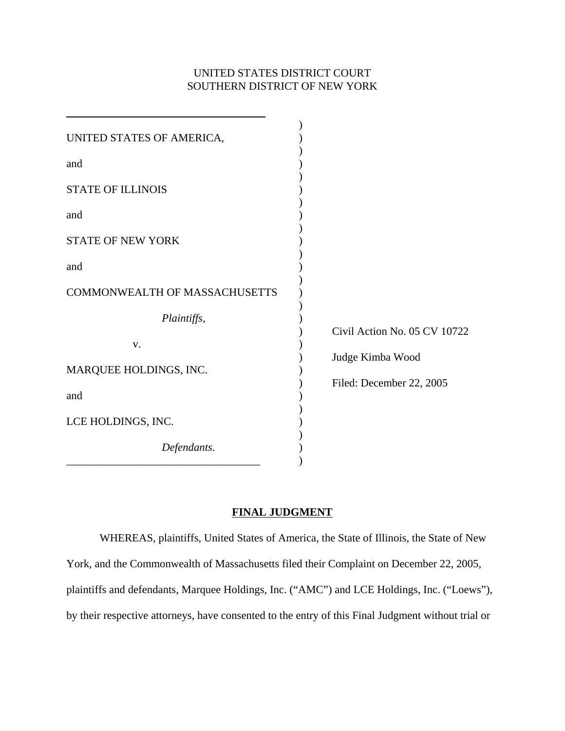UNITED STATES DISTRICT COURT
SOUTHERN DISTRICT OF NEW YORK

UNITED STATES OF AMERICA,

and

STATE OF ILLINOIS

and

STATE OF NEW YORK

and

COMMONWEALTH OF MASSACHUSETTS

*Plaintiffs*,

v.

MARQUEE HOLDINGS, INC.

and

LCE HOLDINGS, INC.

*Defendants*.

Civil Action No. 05 CV 10722

Judge Kimba Wood

Filed: December 22, 2005

**FINAL JUDGMENT**

WHEREAS, plaintiffs, United States of America, the State of Illinois, the State of New York, and the Commonwealth of Massachusetts filed their Complaint on December 22, 2005, plaintiffs and defendants, Marquee Holdings, Inc. ("AMC") and LCE Holdings, Inc. ("Loews"), by their respective attorneys, have consented to the entry of this Final Judgment without trial or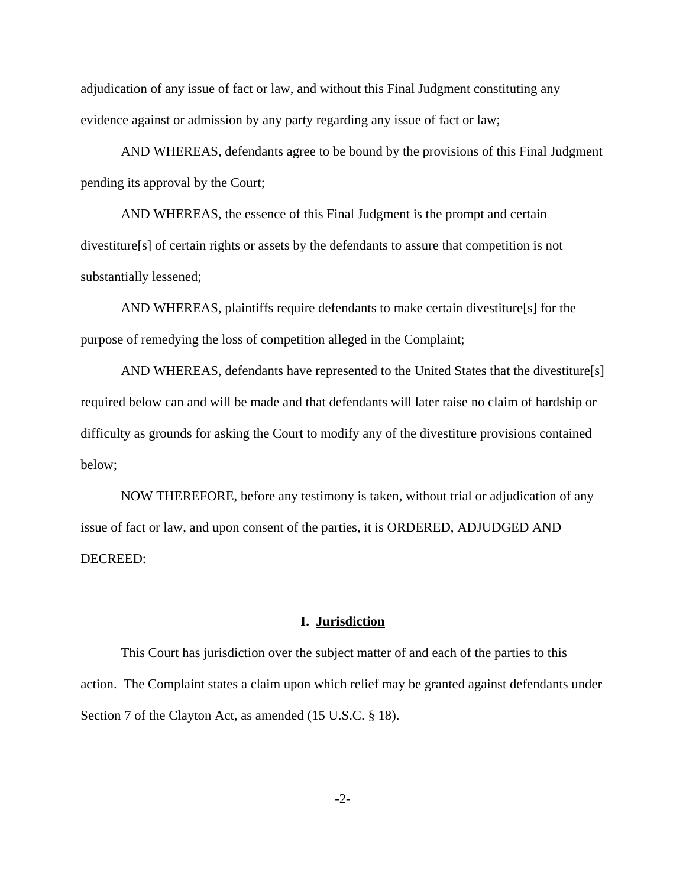adjudication of any issue of fact or law, and without this Final Judgment constituting any evidence against or admission by any party regarding any issue of fact or law;

AND WHEREAS, defendants agree to be bound by the provisions of this Final Judgment pending its approval by the Court;

AND WHEREAS, the essence of this Final Judgment is the prompt and certain divestiture[s] of certain rights or assets by the defendants to assure that competition is not substantially lessened;

AND WHEREAS, plaintiffs require defendants to make certain divestiture[s] for the purpose of remedying the loss of competition alleged in the Complaint;

AND WHEREAS, defendants have represented to the United States that the divestiture[s] required below can and will be made and that defendants will later raise no claim of hardship or difficulty as grounds for asking the Court to modify any of the divestiture provisions contained below;

NOW THEREFORE, before any testimony is taken, without trial or adjudication of any issue of fact or law, and upon consent of the parties, it is ORDERED, ADJUDGED AND DECREED:

## I. Jurisdiction

This Court has jurisdiction over the subject matter of and each of the parties to this action. The Complaint states a claim upon which relief may be granted against defendants under Section 7 of the Clayton Act, as amended (15 U.S.C. § 18).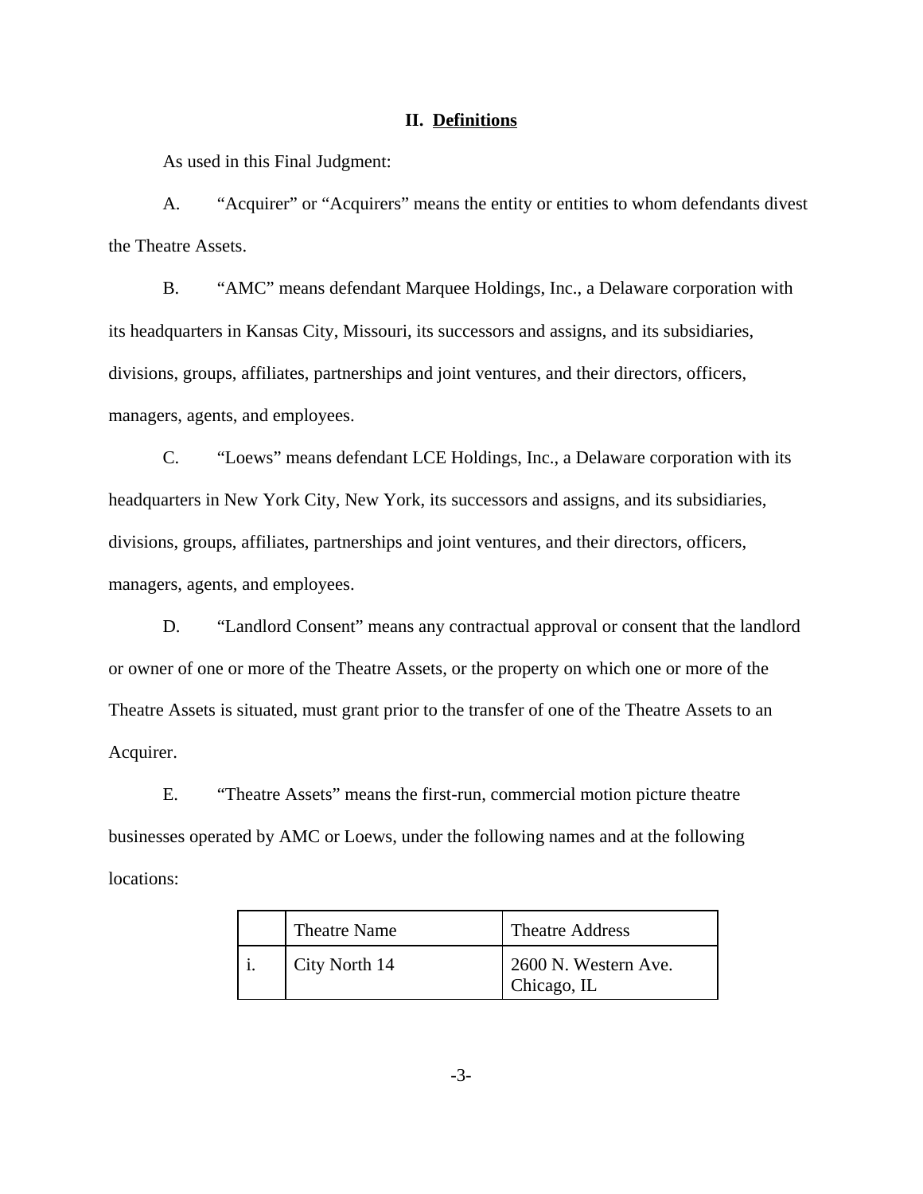## II. Definitions

As used in this Final Judgment:

A. "Acquirer" or "Acquirers" means the entity or entities to whom defendants divest the Theatre Assets.

B. "AMC" means defendant Marquee Holdings, Inc., a Delaware corporation with its headquarters in Kansas City, Missouri, its successors and assigns, and its subsidiaries, divisions, groups, affiliates, partnerships and joint ventures, and their directors, officers, managers, agents, and employees.

C. "Loews" means defendant LCE Holdings, Inc., a Delaware corporation with its headquarters in New York City, New York, its successors and assigns, and its subsidiaries, divisions, groups, affiliates, partnerships and joint ventures, and their directors, officers, managers, agents, and employees.

D. "Landlord Consent" means any contractual approval or consent that the landlord or owner of one or more of the Theatre Assets, or the property on which one or more of the Theatre Assets is situated, must grant prior to the transfer of one of the Theatre Assets to an Acquirer.

E. "Theatre Assets" means the first-run, commercial motion picture theatre businesses operated by AMC or Loews, under the following names and at the following locations:

| | Theatre Name | Theatre Address |
|---|---|---|
| i. | City North 14 | 2600 N. Western Ave. Chicago, IL |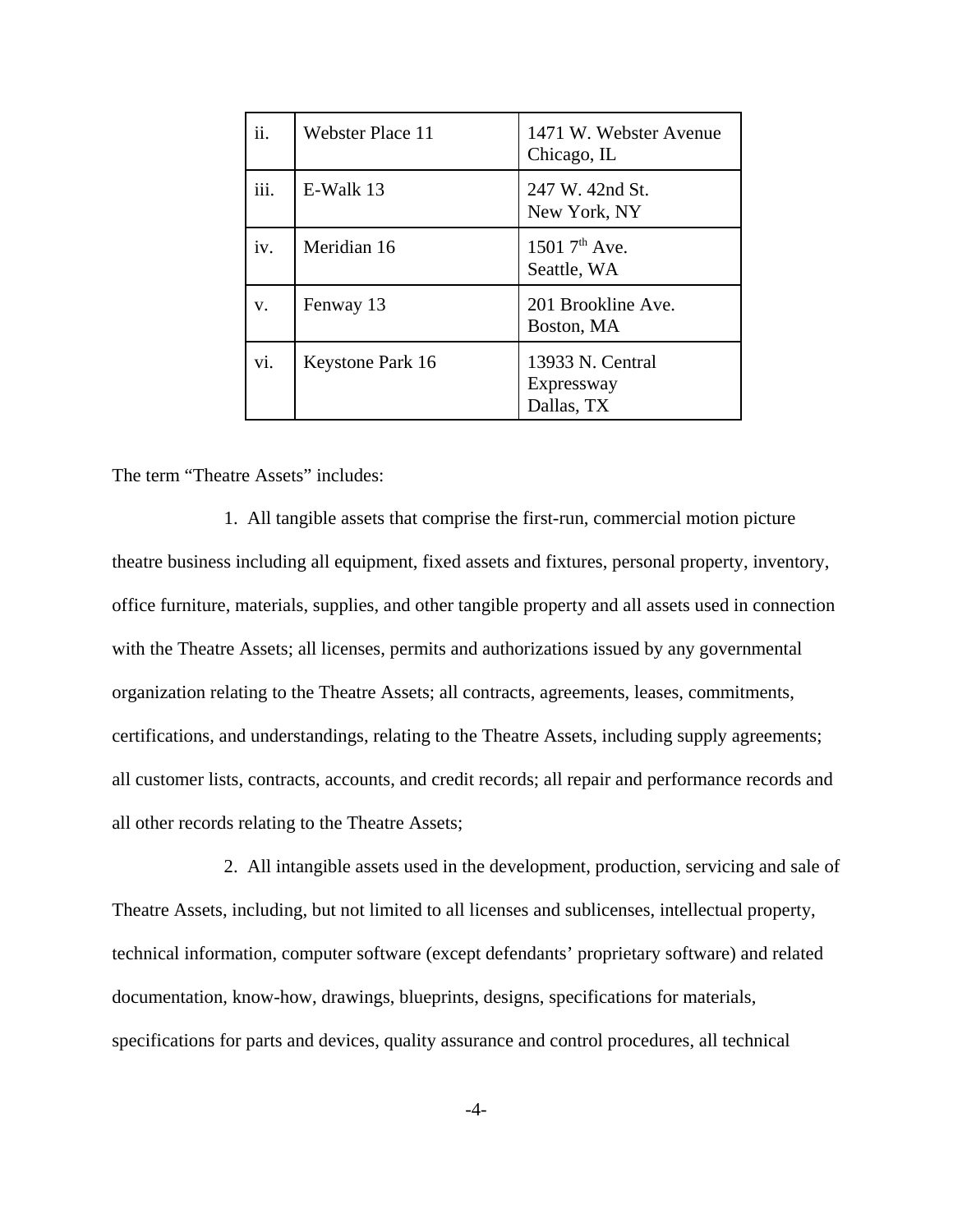| ii. | Webster Place 11 | 1471 W. Webster Avenue Chicago, IL |
|---|---|---|
| iii. | E-Walk 13 | 247 W. 42nd St. New York, NY |
| iv. | Meridian 16 | 1501 7th Ave. Seattle, WA |
| v. | Fenway 13 | 201 Brookline Ave. Boston, MA |
| vi. | Keystone Park 16 | 13933 N. Central Expressway Dallas, TX |

The term "Theatre Assets" includes:

1. All tangible assets that comprise the first-run, commercial motion picture theatre business including all equipment, fixed assets and fixtures, personal property, inventory, office furniture, materials, supplies, and other tangible property and all assets used in connection with the Theatre Assets; all licenses, permits and authorizations issued by any governmental organization relating to the Theatre Assets; all contracts, agreements, leases, commitments, certifications, and understandings, relating to the Theatre Assets, including supply agreements; all customer lists, contracts, accounts, and credit records; all repair and performance records and all other records relating to the Theatre Assets;

2. All intangible assets used in the development, production, servicing and sale of Theatre Assets, including, but not limited to all licenses and sublicenses, intellectual property, technical information, computer software (except defendants' proprietary software) and related documentation, know-how, drawings, blueprints, designs, specifications for materials, specifications for parts and devices, quality assurance and control procedures, all technical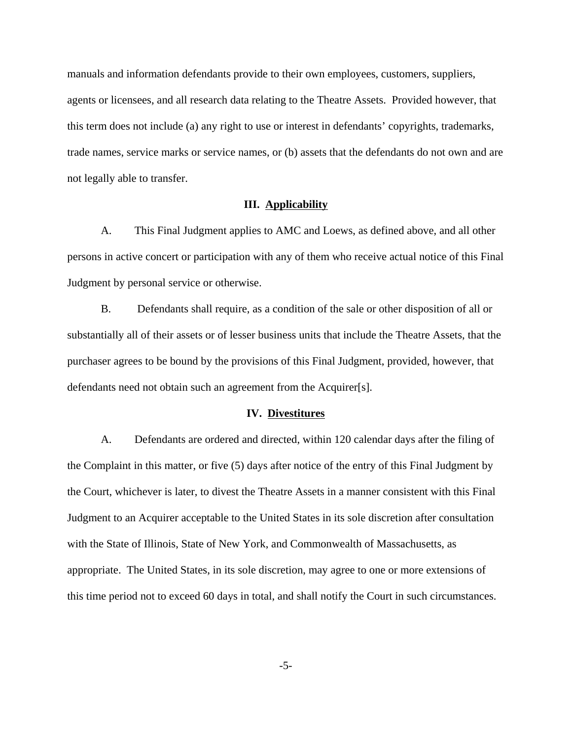manuals and information defendants provide to their own employees, customers, suppliers, agents or licensees, and all research data relating to the Theatre Assets. Provided however, that this term does not include (a) any right to use or interest in defendants' copyrights, trademarks, trade names, service marks or service names, or (b) assets that the defendants do not own and are not legally able to transfer.

## III. Applicability

A. This Final Judgment applies to AMC and Loews, as defined above, and all other persons in active concert or participation with any of them who receive actual notice of this Final Judgment by personal service or otherwise.

B. Defendants shall require, as a condition of the sale or other disposition of all or substantially all of their assets or of lesser business units that include the Theatre Assets, that the purchaser agrees to be bound by the provisions of this Final Judgment, provided, however, that defendants need not obtain such an agreement from the Acquirer[s].

## IV. Divestitures

A. Defendants are ordered and directed, within 120 calendar days after the filing of the Complaint in this matter, or five (5) days after notice of the entry of this Final Judgment by the Court, whichever is later, to divest the Theatre Assets in a manner consistent with this Final Judgment to an Acquirer acceptable to the United States in its sole discretion after consultation with the State of Illinois, State of New York, and Commonwealth of Massachusetts, as appropriate. The United States, in its sole discretion, may agree to one or more extensions of this time period not to exceed 60 days in total, and shall notify the Court in such circumstances.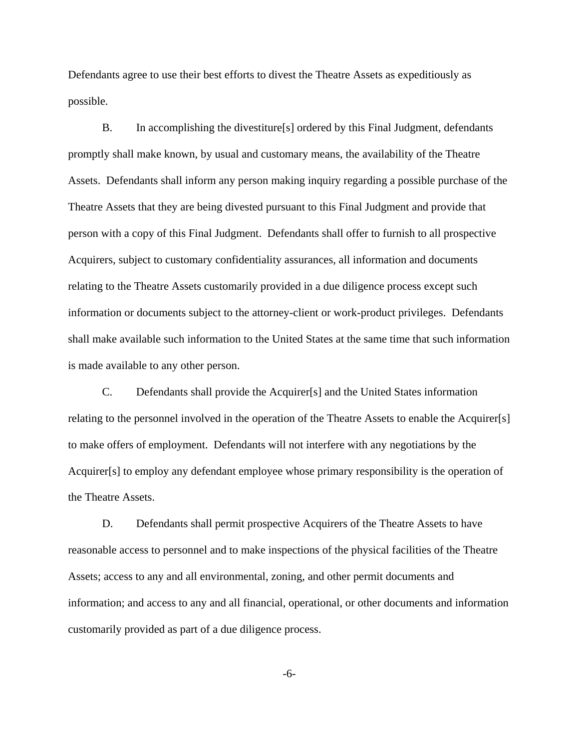Defendants agree to use their best efforts to divest the Theatre Assets as expeditiously as possible.

B. In accomplishing the divestiture[s] ordered by this Final Judgment, defendants promptly shall make known, by usual and customary means, the availability of the Theatre Assets. Defendants shall inform any person making inquiry regarding a possible purchase of the Theatre Assets that they are being divested pursuant to this Final Judgment and provide that person with a copy of this Final Judgment. Defendants shall offer to furnish to all prospective Acquirers, subject to customary confidentiality assurances, all information and documents relating to the Theatre Assets customarily provided in a due diligence process except such information or documents subject to the attorney-client or work-product privileges. Defendants shall make available such information to the United States at the same time that such information is made available to any other person.

C. Defendants shall provide the Acquirer[s] and the United States information relating to the personnel involved in the operation of the Theatre Assets to enable the Acquirer[s] to make offers of employment. Defendants will not interfere with any negotiations by the Acquirer[s] to employ any defendant employee whose primary responsibility is the operation of the Theatre Assets.

D. Defendants shall permit prospective Acquirers of the Theatre Assets to have reasonable access to personnel and to make inspections of the physical facilities of the Theatre Assets; access to any and all environmental, zoning, and other permit documents and information; and access to any and all financial, operational, or other documents and information customarily provided as part of a due diligence process.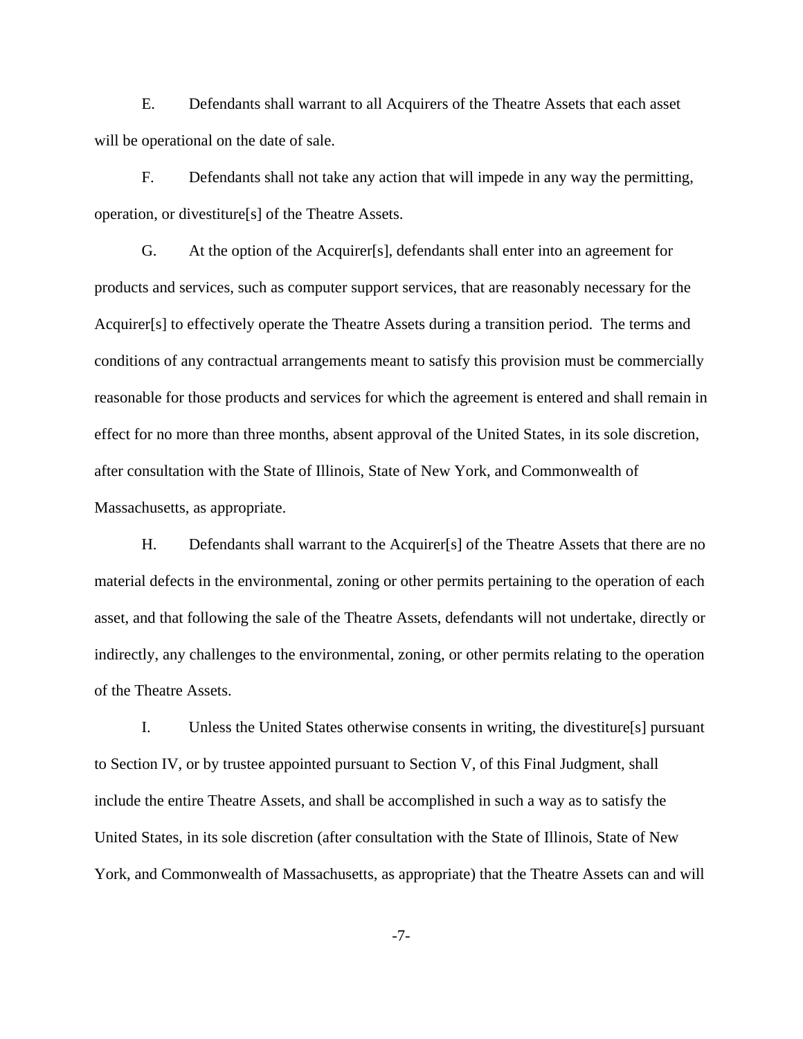E. Defendants shall warrant to all Acquirers of the Theatre Assets that each asset will be operational on the date of sale.

F. Defendants shall not take any action that will impede in any way the permitting, operation, or divestiture[s] of the Theatre Assets.

G. At the option of the Acquirer[s], defendants shall enter into an agreement for products and services, such as computer support services, that are reasonably necessary for the Acquirer[s] to effectively operate the Theatre Assets during a transition period. The terms and conditions of any contractual arrangements meant to satisfy this provision must be commercially reasonable for those products and services for which the agreement is entered and shall remain in effect for no more than three months, absent approval of the United States, in its sole discretion, after consultation with the State of Illinois, State of New York, and Commonwealth of Massachusetts, as appropriate.

H. Defendants shall warrant to the Acquirer[s] of the Theatre Assets that there are no material defects in the environmental, zoning or other permits pertaining to the operation of each asset, and that following the sale of the Theatre Assets, defendants will not undertake, directly or indirectly, any challenges to the environmental, zoning, or other permits relating to the operation of the Theatre Assets.

I. Unless the United States otherwise consents in writing, the divestiture[s] pursuant to Section IV, or by trustee appointed pursuant to Section V, of this Final Judgment, shall include the entire Theatre Assets, and shall be accomplished in such a way as to satisfy the United States, in its sole discretion (after consultation with the State of Illinois, State of New York, and Commonwealth of Massachusetts, as appropriate) that the Theatre Assets can and will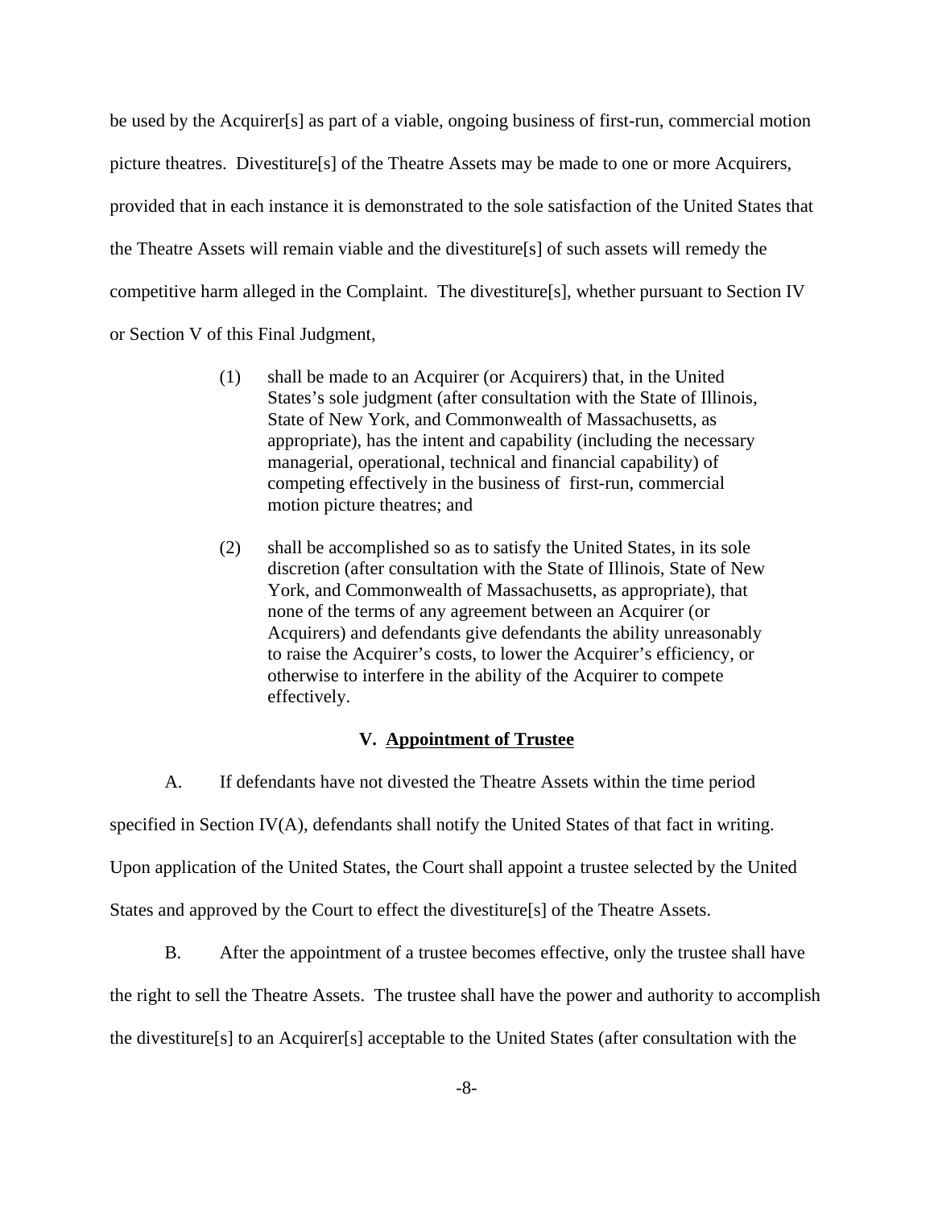be used by the Acquirer[s] as part of a viable, ongoing business of first-run, commercial motion picture theatres. Divestiture[s] of the Theatre Assets may be made to one or more Acquirers, provided that in each instance it is demonstrated to the sole satisfaction of the United States that the Theatre Assets will remain viable and the divestiture[s] of such assets will remedy the competitive harm alleged in the Complaint. The divestiture[s], whether pursuant to Section IV or Section V of this Final Judgment,

> (1) shall be made to an Acquirer (or Acquirers) that, in the United States's sole judgment (after consultation with the State of Illinois, State of New York, and Commonwealth of Massachusetts, as appropriate), has the intent and capability (including the necessary managerial, operational, technical and financial capability) of competing effectively in the business of first-run, commercial motion picture theatres; and
>
> (2) shall be accomplished so as to satisfy the United States, in its sole discretion (after consultation with the State of Illinois, State of New York, and Commonwealth of Massachusetts, as appropriate), that none of the terms of any agreement between an Acquirer (or Acquirers) and defendants give defendants the ability unreasonably to raise the Acquirer's costs, to lower the Acquirer's efficiency, or otherwise to interfere in the ability of the Acquirer to compete effectively.

## V. Appointment of Trustee

A. If defendants have not divested the Theatre Assets within the time period specified in Section IV(A), defendants shall notify the United States of that fact in writing. Upon application of the United States, the Court shall appoint a trustee selected by the United States and approved by the Court to effect the divestiture[s] of the Theatre Assets.

B. After the appointment of a trustee becomes effective, only the trustee shall have the right to sell the Theatre Assets. The trustee shall have the power and authority to accomplish the divestiture[s] to an Acquirer[s] acceptable to the United States (after consultation with the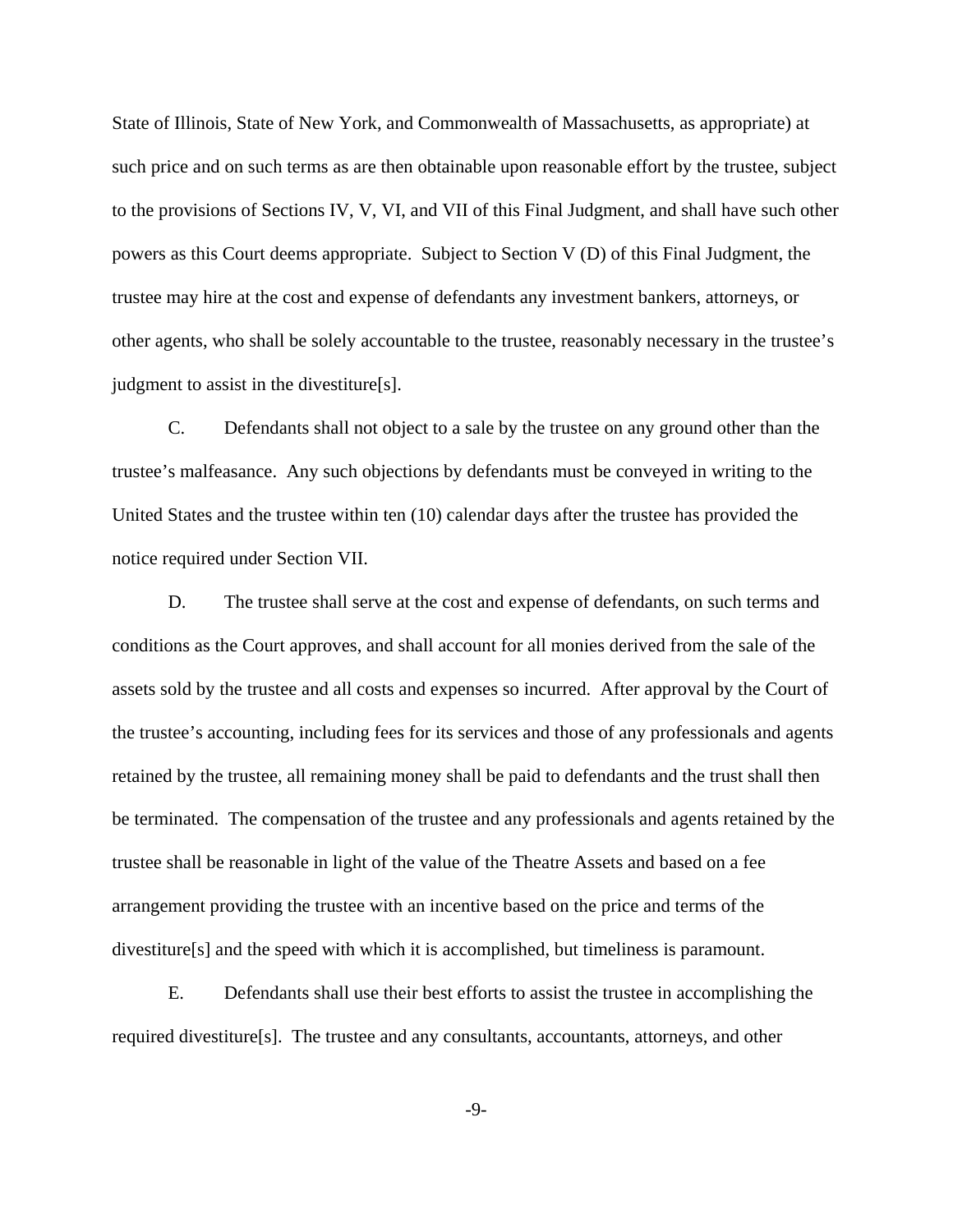State of Illinois, State of New York, and Commonwealth of Massachusetts, as appropriate) at such price and on such terms as are then obtainable upon reasonable effort by the trustee, subject to the provisions of Sections IV, V, VI, and VII of this Final Judgment, and shall have such other powers as this Court deems appropriate. Subject to Section V (D) of this Final Judgment, the trustee may hire at the cost and expense of defendants any investment bankers, attorneys, or other agents, who shall be solely accountable to the trustee, reasonably necessary in the trustee's judgment to assist in the divestiture[s].

C. Defendants shall not object to a sale by the trustee on any ground other than the trustee's malfeasance. Any such objections by defendants must be conveyed in writing to the United States and the trustee within ten (10) calendar days after the trustee has provided the notice required under Section VII.

D. The trustee shall serve at the cost and expense of defendants, on such terms and conditions as the Court approves, and shall account for all monies derived from the sale of the assets sold by the trustee and all costs and expenses so incurred. After approval by the Court of the trustee's accounting, including fees for its services and those of any professionals and agents retained by the trustee, all remaining money shall be paid to defendants and the trust shall then be terminated. The compensation of the trustee and any professionals and agents retained by the trustee shall be reasonable in light of the value of the Theatre Assets and based on a fee arrangement providing the trustee with an incentive based on the price and terms of the divestiture[s] and the speed with which it is accomplished, but timeliness is paramount.

E. Defendants shall use their best efforts to assist the trustee in accomplishing the required divestiture[s]. The trustee and any consultants, accountants, attorneys, and other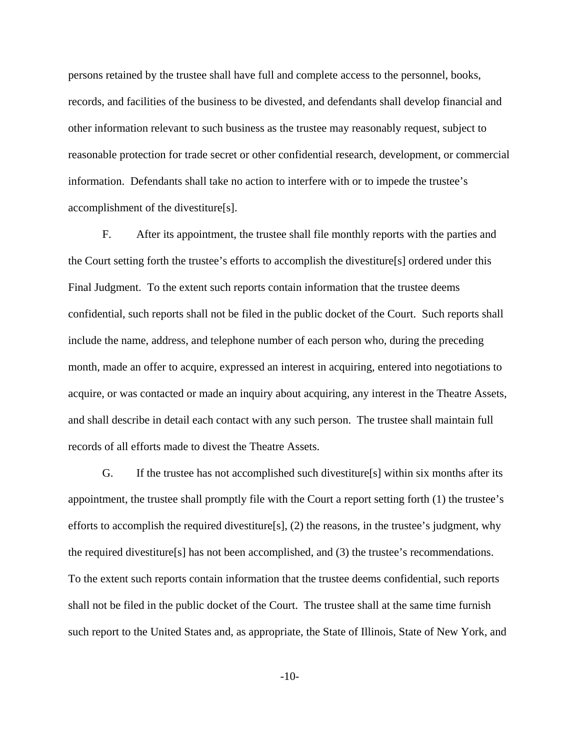persons retained by the trustee shall have full and complete access to the personnel, books, records, and facilities of the business to be divested, and defendants shall develop financial and other information relevant to such business as the trustee may reasonably request, subject to reasonable protection for trade secret or other confidential research, development, or commercial information. Defendants shall take no action to interfere with or to impede the trustee's accomplishment of the divestiture[s].

F. After its appointment, the trustee shall file monthly reports with the parties and the Court setting forth the trustee's efforts to accomplish the divestiture[s] ordered under this Final Judgment. To the extent such reports contain information that the trustee deems confidential, such reports shall not be filed in the public docket of the Court. Such reports shall include the name, address, and telephone number of each person who, during the preceding month, made an offer to acquire, expressed an interest in acquiring, entered into negotiations to acquire, or was contacted or made an inquiry about acquiring, any interest in the Theatre Assets, and shall describe in detail each contact with any such person. The trustee shall maintain full records of all efforts made to divest the Theatre Assets.

G. If the trustee has not accomplished such divestiture[s] within six months after its appointment, the trustee shall promptly file with the Court a report setting forth (1) the trustee's efforts to accomplish the required divestiture[s], (2) the reasons, in the trustee's judgment, why the required divestiture[s] has not been accomplished, and (3) the trustee's recommendations. To the extent such reports contain information that the trustee deems confidential, such reports shall not be filed in the public docket of the Court. The trustee shall at the same time furnish such report to the United States and, as appropriate, the State of Illinois, State of New York, and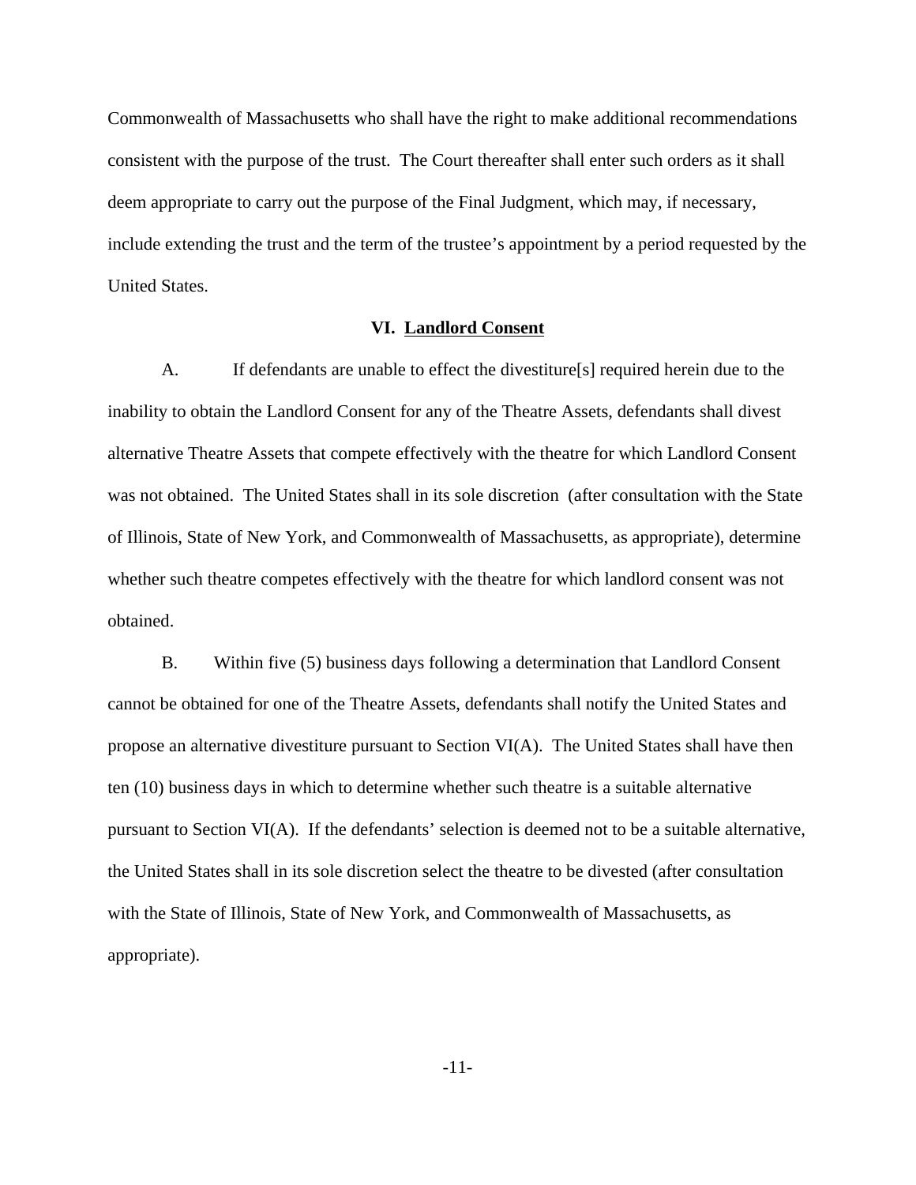Commonwealth of Massachusetts who shall have the right to make additional recommendations consistent with the purpose of the trust. The Court thereafter shall enter such orders as it shall deem appropriate to carry out the purpose of the Final Judgment, which may, if necessary, include extending the trust and the term of the trustee's appointment by a period requested by the United States.

## VI. Landlord Consent

A. If defendants are unable to effect the divestiture[s] required herein due to the inability to obtain the Landlord Consent for any of the Theatre Assets, defendants shall divest alternative Theatre Assets that compete effectively with the theatre for which Landlord Consent was not obtained. The United States shall in its sole discretion (after consultation with the State of Illinois, State of New York, and Commonwealth of Massachusetts, as appropriate), determine whether such theatre competes effectively with the theatre for which landlord consent was not obtained.

B. Within five (5) business days following a determination that Landlord Consent cannot be obtained for one of the Theatre Assets, defendants shall notify the United States and propose an alternative divestiture pursuant to Section VI(A). The United States shall have then ten (10) business days in which to determine whether such theatre is a suitable alternative pursuant to Section VI(A). If the defendants' selection is deemed not to be a suitable alternative, the United States shall in its sole discretion select the theatre to be divested (after consultation with the State of Illinois, State of New York, and Commonwealth of Massachusetts, as appropriate).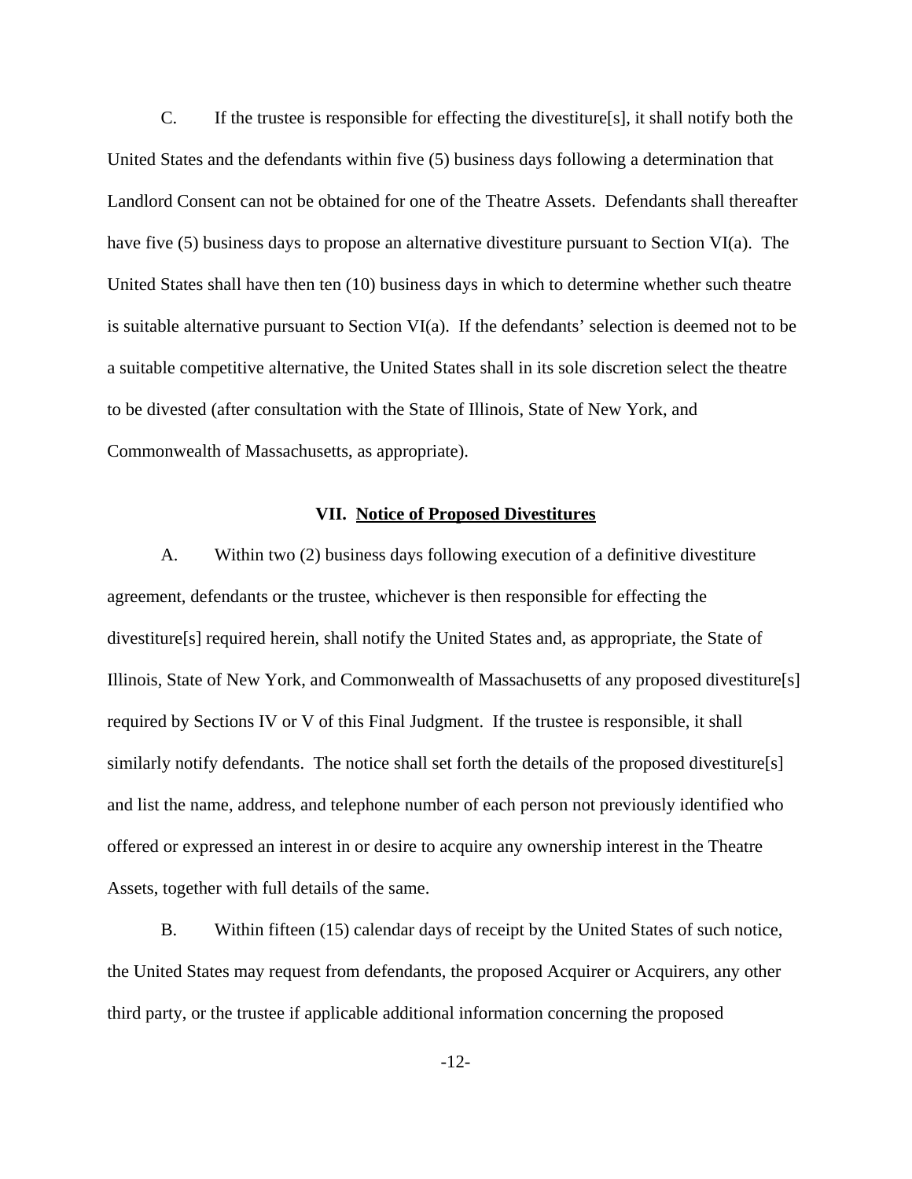C. If the trustee is responsible for effecting the divestiture[s], it shall notify both the United States and the defendants within five (5) business days following a determination that Landlord Consent can not be obtained for one of the Theatre Assets. Defendants shall thereafter have five (5) business days to propose an alternative divestiture pursuant to Section VI(a). The United States shall have then ten (10) business days in which to determine whether such theatre is suitable alternative pursuant to Section VI(a). If the defendants' selection is deemed not to be a suitable competitive alternative, the United States shall in its sole discretion select the theatre to be divested (after consultation with the State of Illinois, State of New York, and Commonwealth of Massachusetts, as appropriate).

## VII. Notice of Proposed Divestitures

A. Within two (2) business days following execution of a definitive divestiture agreement, defendants or the trustee, whichever is then responsible for effecting the divestiture[s] required herein, shall notify the United States and, as appropriate, the State of Illinois, State of New York, and Commonwealth of Massachusetts of any proposed divestiture[s] required by Sections IV or V of this Final Judgment. If the trustee is responsible, it shall similarly notify defendants. The notice shall set forth the details of the proposed divestiture[s] and list the name, address, and telephone number of each person not previously identified who offered or expressed an interest in or desire to acquire any ownership interest in the Theatre Assets, together with full details of the same.

B. Within fifteen (15) calendar days of receipt by the United States of such notice, the United States may request from defendants, the proposed Acquirer or Acquirers, any other third party, or the trustee if applicable additional information concerning the proposed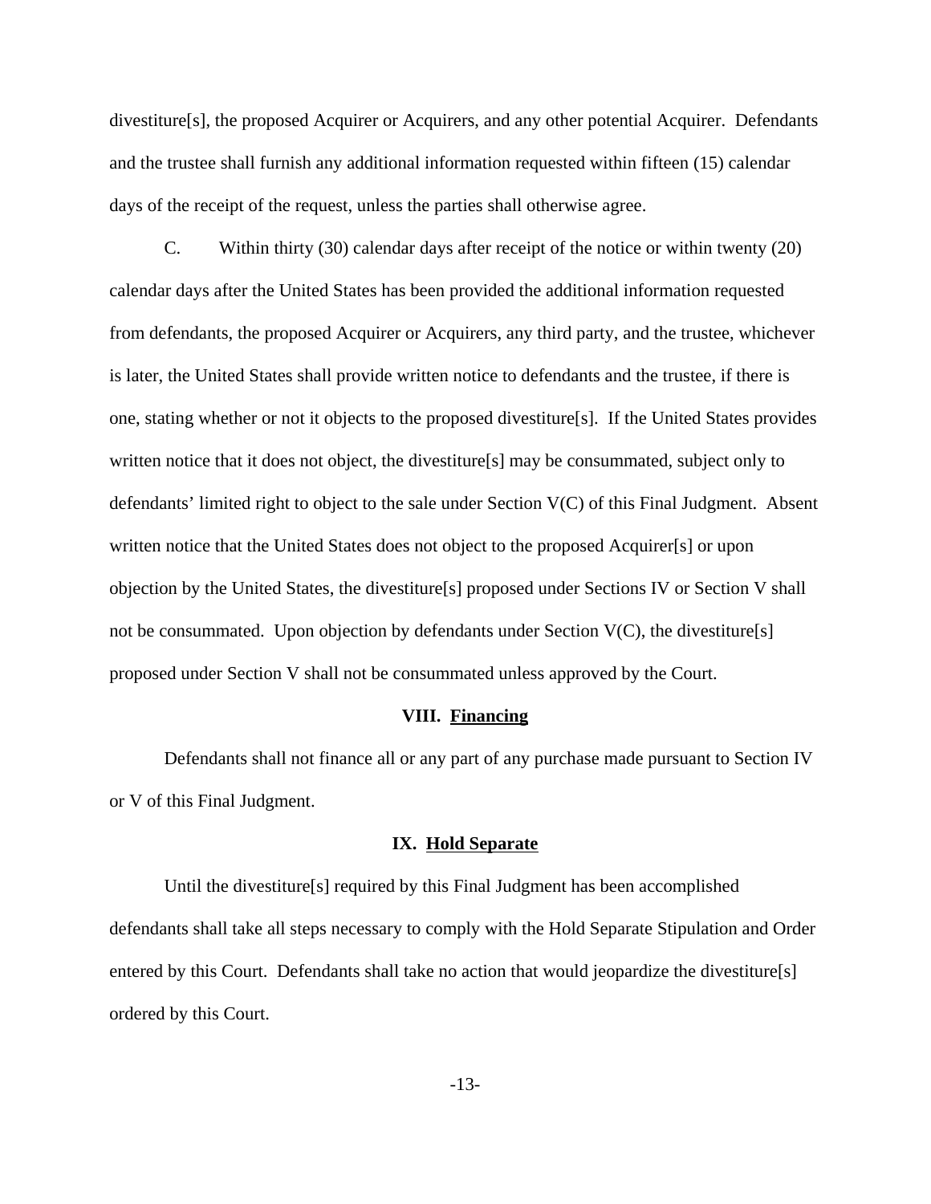divestiture[s], the proposed Acquirer or Acquirers, and any other potential Acquirer. Defendants and the trustee shall furnish any additional information requested within fifteen (15) calendar days of the receipt of the request, unless the parties shall otherwise agree.

C. Within thirty (30) calendar days after receipt of the notice or within twenty (20) calendar days after the United States has been provided the additional information requested from defendants, the proposed Acquirer or Acquirers, any third party, and the trustee, whichever is later, the United States shall provide written notice to defendants and the trustee, if there is one, stating whether or not it objects to the proposed divestiture[s]. If the United States provides written notice that it does not object, the divestiture[s] may be consummated, subject only to defendants' limited right to object to the sale under Section V(C) of this Final Judgment. Absent written notice that the United States does not object to the proposed Acquirer[s] or upon objection by the United States, the divestiture[s] proposed under Sections IV or Section V shall not be consummated. Upon objection by defendants under Section V(C), the divestiture[s] proposed under Section V shall not be consummated unless approved by the Court.

## VIII. Financing

Defendants shall not finance all or any part of any purchase made pursuant to Section IV or V of this Final Judgment.

## IX. Hold Separate

Until the divestiture[s] required by this Final Judgment has been accomplished defendants shall take all steps necessary to comply with the Hold Separate Stipulation and Order entered by this Court. Defendants shall take no action that would jeopardize the divestiture[s] ordered by this Court.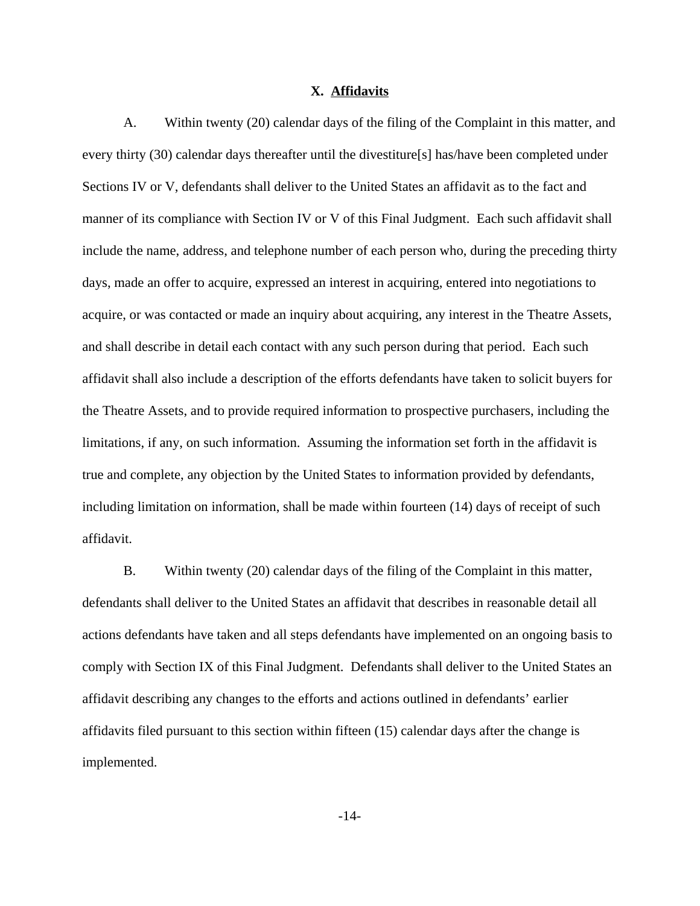## X. Affidavits

A. Within twenty (20) calendar days of the filing of the Complaint in this matter, and every thirty (30) calendar days thereafter until the divestiture[s] has/have been completed under Sections IV or V, defendants shall deliver to the United States an affidavit as to the fact and manner of its compliance with Section IV or V of this Final Judgment. Each such affidavit shall include the name, address, and telephone number of each person who, during the preceding thirty days, made an offer to acquire, expressed an interest in acquiring, entered into negotiations to acquire, or was contacted or made an inquiry about acquiring, any interest in the Theatre Assets, and shall describe in detail each contact with any such person during that period. Each such affidavit shall also include a description of the efforts defendants have taken to solicit buyers for the Theatre Assets, and to provide required information to prospective purchasers, including the limitations, if any, on such information. Assuming the information set forth in the affidavit is true and complete, any objection by the United States to information provided by defendants, including limitation on information, shall be made within fourteen (14) days of receipt of such affidavit.

B. Within twenty (20) calendar days of the filing of the Complaint in this matter, defendants shall deliver to the United States an affidavit that describes in reasonable detail all actions defendants have taken and all steps defendants have implemented on an ongoing basis to comply with Section IX of this Final Judgment. Defendants shall deliver to the United States an affidavit describing any changes to the efforts and actions outlined in defendants' earlier affidavits filed pursuant to this section within fifteen (15) calendar days after the change is implemented.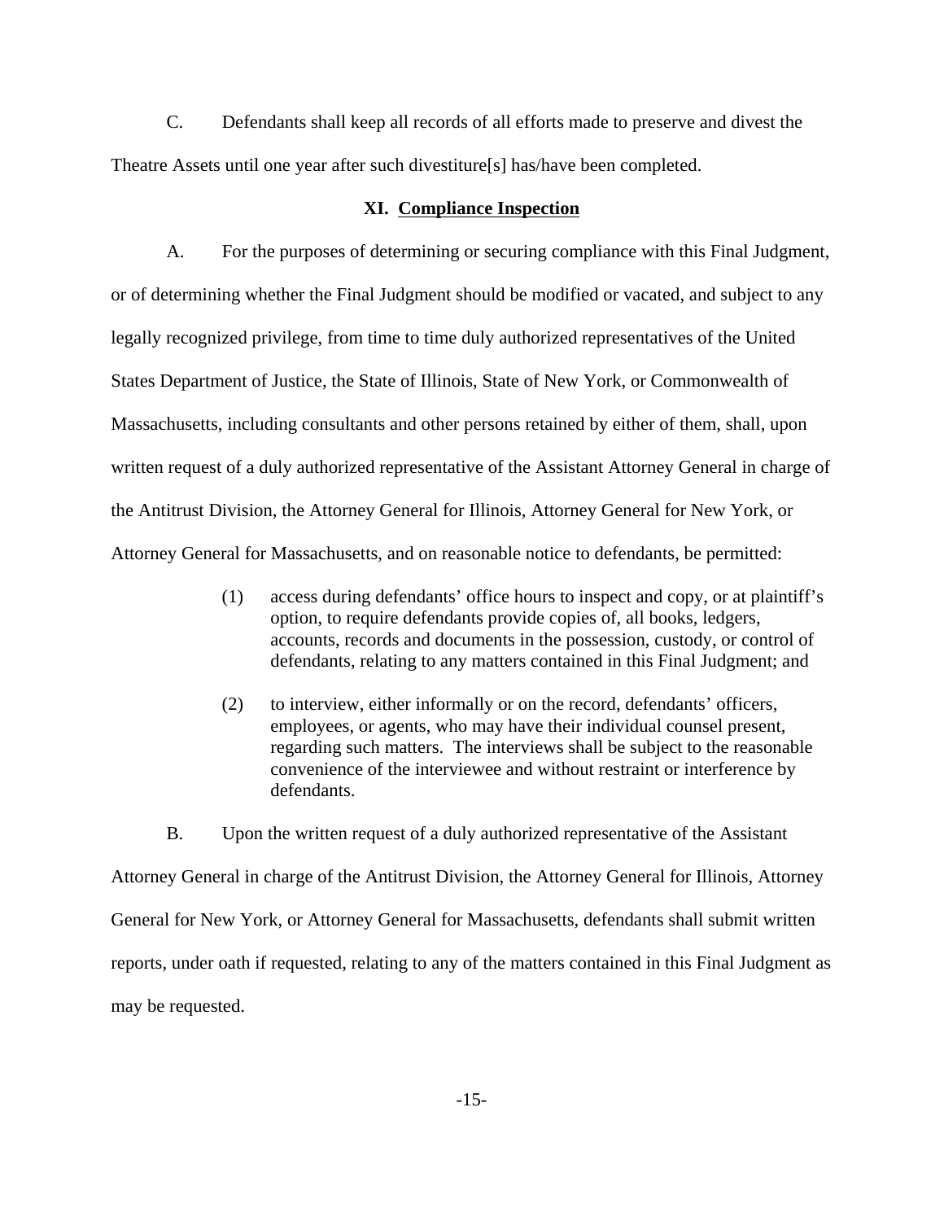C. Defendants shall keep all records of all efforts made to preserve and divest the Theatre Assets until one year after such divestiture[s] has/have been completed.

### XI. Compliance Inspection

A. For the purposes of determining or securing compliance with this Final Judgment, or of determining whether the Final Judgment should be modified or vacated, and subject to any legally recognized privilege, from time to time duly authorized representatives of the United States Department of Justice, the State of Illinois, State of New York, or Commonwealth of Massachusetts, including consultants and other persons retained by either of them, shall, upon written request of a duly authorized representative of the Assistant Attorney General in charge of the Antitrust Division, the Attorney General for Illinois, Attorney General for New York, or Attorney General for Massachusetts, and on reasonable notice to defendants, be permitted:

> (1) access during defendants' office hours to inspect and copy, or at plaintiff's option, to require defendants provide copies of, all books, ledgers, accounts, records and documents in the possession, custody, or control of defendants, relating to any matters contained in this Final Judgment; and
>
> (2) to interview, either informally or on the record, defendants' officers, employees, or agents, who may have their individual counsel present, regarding such matters. The interviews shall be subject to the reasonable convenience of the interviewee and without restraint or interference by defendants.

B. Upon the written request of a duly authorized representative of the Assistant Attorney General in charge of the Antitrust Division, the Attorney General for Illinois, Attorney General for New York, or Attorney General for Massachusetts, defendants shall submit written reports, under oath if requested, relating to any of the matters contained in this Final Judgment as may be requested.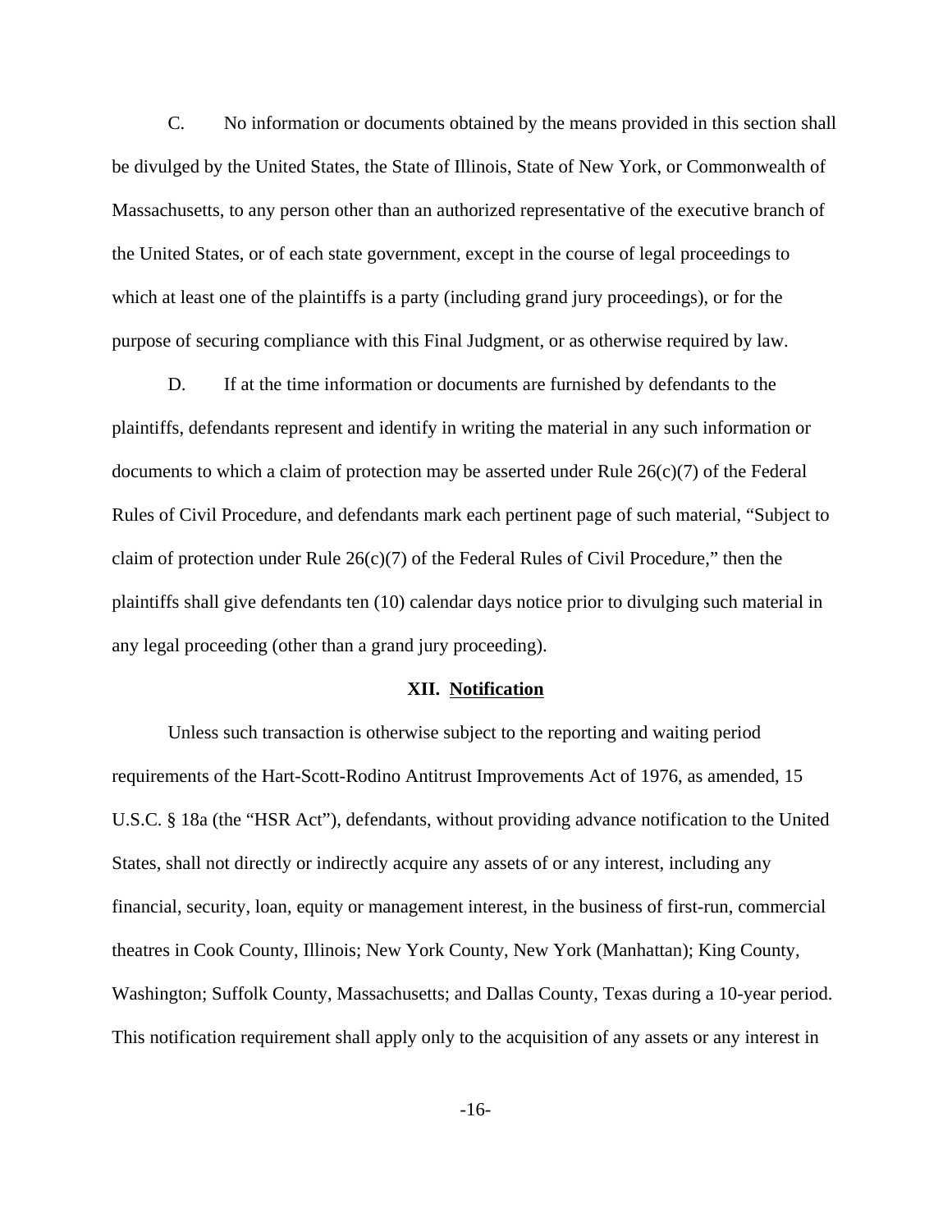C. No information or documents obtained by the means provided in this section shall be divulged by the United States, the State of Illinois, State of New York, or Commonwealth of Massachusetts, to any person other than an authorized representative of the executive branch of the United States, or of each state government, except in the course of legal proceedings to which at least one of the plaintiffs is a party (including grand jury proceedings), or for the purpose of securing compliance with this Final Judgment, or as otherwise required by law.

D. If at the time information or documents are furnished by defendants to the plaintiffs, defendants represent and identify in writing the material in any such information or documents to which a claim of protection may be asserted under Rule 26(c)(7) of the Federal Rules of Civil Procedure, and defendants mark each pertinent page of such material, "Subject to claim of protection under Rule 26(c)(7) of the Federal Rules of Civil Procedure," then the plaintiffs shall give defendants ten (10) calendar days notice prior to divulging such material in any legal proceeding (other than a grand jury proceeding).

## XII. Notification

Unless such transaction is otherwise subject to the reporting and waiting period requirements of the Hart-Scott-Rodino Antitrust Improvements Act of 1976, as amended, 15 U.S.C. § 18a (the "HSR Act"), defendants, without providing advance notification to the United States, shall not directly or indirectly acquire any assets of or any interest, including any financial, security, loan, equity or management interest, in the business of first-run, commercial theatres in Cook County, Illinois; New York County, New York (Manhattan); King County, Washington; Suffolk County, Massachusetts; and Dallas County, Texas during a 10-year period. This notification requirement shall apply only to the acquisition of any assets or any interest in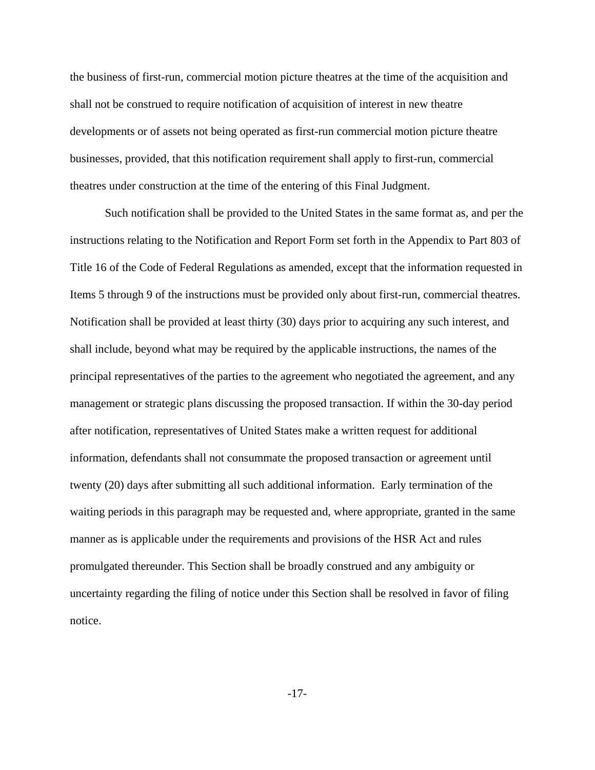the business of first-run, commercial motion picture theatres at the time of the acquisition and shall not be construed to require notification of acquisition of interest in new theatre developments or of assets not being operated as first-run commercial motion picture theatre businesses, provided, that this notification requirement shall apply to first-run, commercial theatres under construction at the time of the entering of this Final Judgment.

Such notification shall be provided to the United States in the same format as, and per the instructions relating to the Notification and Report Form set forth in the Appendix to Part 803 of Title 16 of the Code of Federal Regulations as amended, except that the information requested in Items 5 through 9 of the instructions must be provided only about first-run, commercial theatres. Notification shall be provided at least thirty (30) days prior to acquiring any such interest, and shall include, beyond what may be required by the applicable instructions, the names of the principal representatives of the parties to the agreement who negotiated the agreement, and any management or strategic plans discussing the proposed transaction. If within the 30-day period after notification, representatives of United States make a written request for additional information, defendants shall not consummate the proposed transaction or agreement until twenty (20) days after submitting all such additional information. Early termination of the waiting periods in this paragraph may be requested and, where appropriate, granted in the same manner as is applicable under the requirements and provisions of the HSR Act and rules promulgated thereunder. This Section shall be broadly construed and any ambiguity or uncertainty regarding the filing of notice under this Section shall be resolved in favor of filing notice.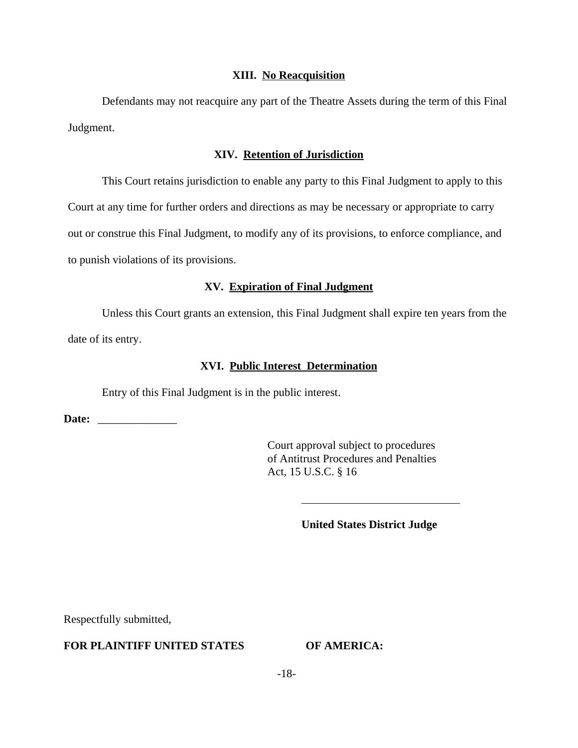## XIII. No Reacquisition

Defendants may not reacquire any part of the Theatre Assets during the term of this Final Judgment.

## XIV. Retention of Jurisdiction

This Court retains jurisdiction to enable any party to this Final Judgment to apply to this Court at any time for further orders and directions as may be necessary or appropriate to carry out or construe this Final Judgment, to modify any of its provisions, to enforce compliance, and to punish violations of its provisions.

## XV. Expiration of Final Judgment

Unless this Court grants an extension, this Final Judgment shall expire ten years from the date of its entry.

## XVI. Public Interest Determination

Entry of this Final Judgment is in the public interest.

**Date:** ______________

Court approval subject to procedures of Antitrust Procedures and Penalties Act, 15 U.S.C. § 16

____________________________

**United States District Judge**

Respectfully submitted,

**FOR PLAINTIFF UNITED STATES OF AMERICA:**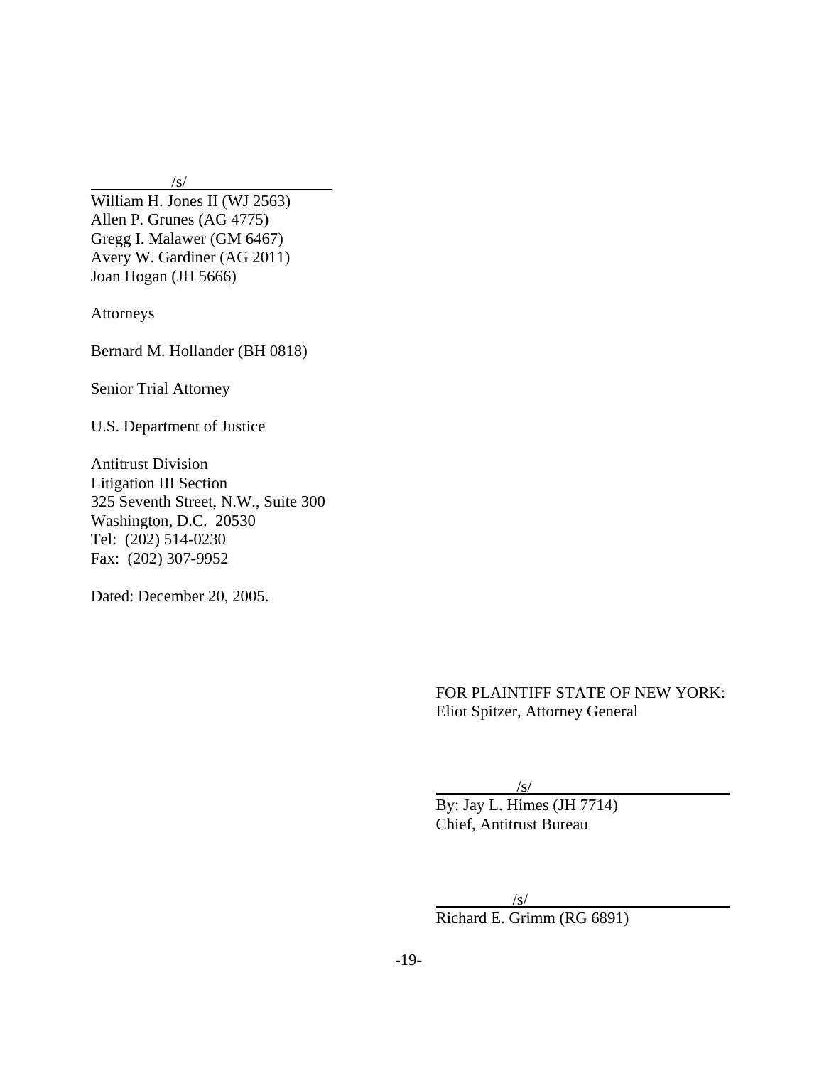/s/

William H. Jones II (WJ 2563)
Allen P. Grunes (AG 4775)
Gregg I. Malawer (GM 6467)
Avery W. Gardiner (AG 2011)
Joan Hogan (JH 5666)

Attorneys

Bernard M. Hollander (BH 0818)

Senior Trial Attorney

U.S. Department of Justice

Antitrust Division
Litigation III Section
325 Seventh Street, N.W., Suite 300
Washington, D.C. 20530
Tel: (202) 514-0230
Fax: (202) 307-9952

Dated: December 20, 2005.

FOR PLAINTIFF STATE OF NEW YORK:
Eliot Spitzer, Attorney General

/s/

By: Jay L. Himes (JH 7714)
Chief, Antitrust Bureau

/s/

Richard E. Grimm (RG 6891)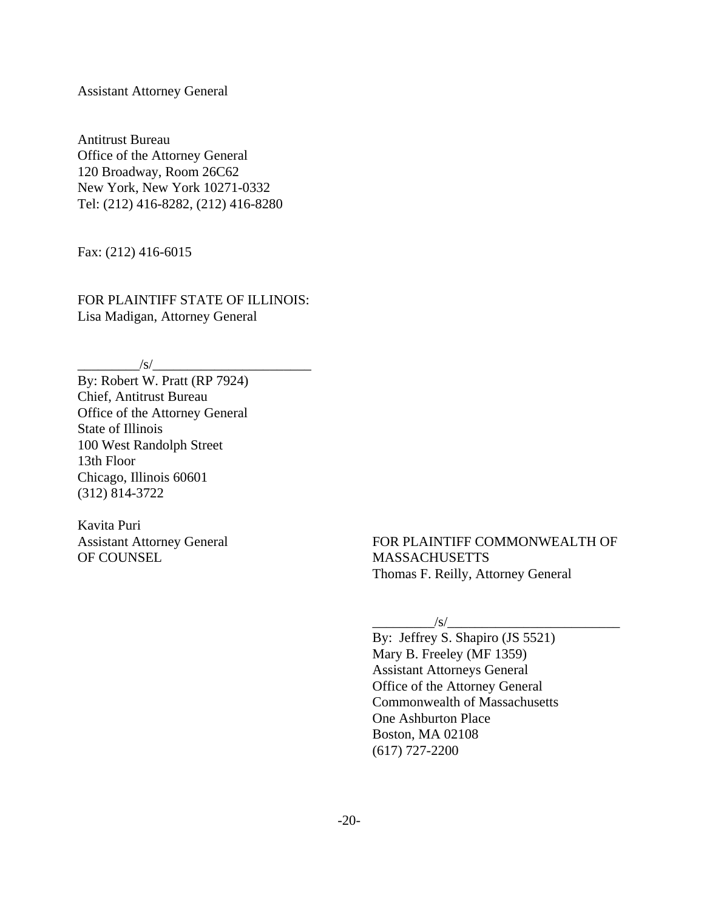Assistant Attorney General

Antitrust Bureau
Office of the Attorney General
120 Broadway, Room 26C62
New York, New York 10271-0332
Tel: (212) 416-8282, (212) 416-8280

Fax: (212) 416-6015

FOR PLAINTIFF STATE OF ILLINOIS:
Lisa Madigan, Attorney General

_________/s/_______________________
By: Robert W. Pratt (RP 7924)
Chief, Antitrust Bureau
Office of the Attorney General
State of Illinois
100 West Randolph Street
13th Floor
Chicago, Illinois 60601
(312) 814-3722

Kavita Puri
Assistant Attorney General
OF COUNSEL

FOR PLAINTIFF COMMONWEALTH OF MASSACHUSETTS
Thomas F. Reilly, Attorney General

_________/s/_________________________
By: Jeffrey S. Shapiro (JS 5521)
Mary B. Freeley (MF 1359)
Assistant Attorneys General
Office of the Attorney General
Commonwealth of Massachusetts
One Ashburton Place
Boston, MA 02108
(617) 727-2200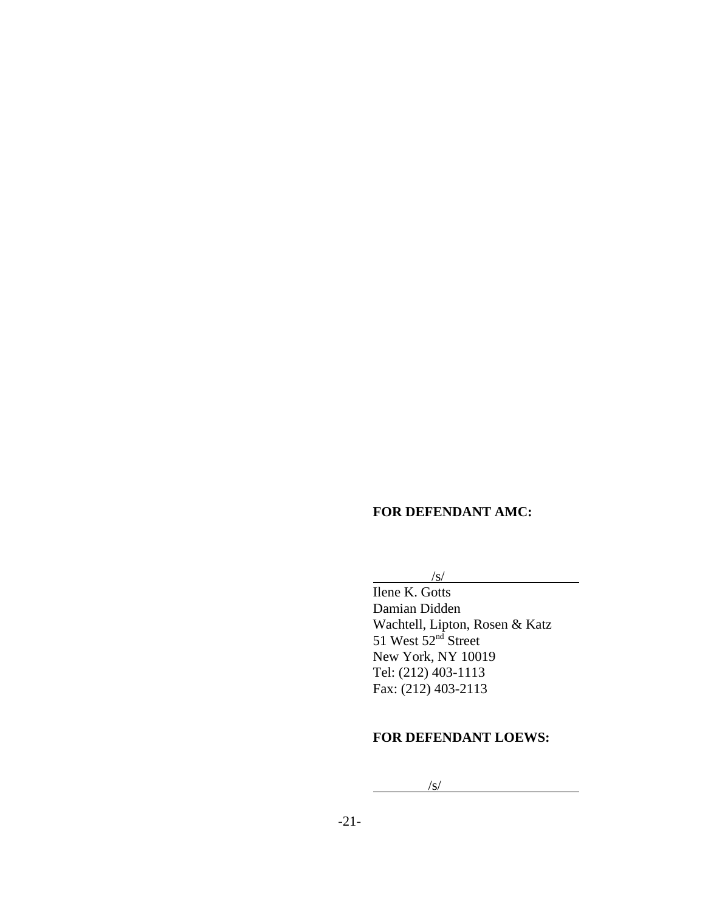**FOR DEFENDANT AMC:**

/s/

Ilene K. Gotts
Damian Didden
Wachtell, Lipton, Rosen & Katz
51 West 52nd Street
New York, NY 10019
Tel: (212) 403-1113
Fax: (212) 403-2113

**FOR DEFENDANT LOEWS:**

/s/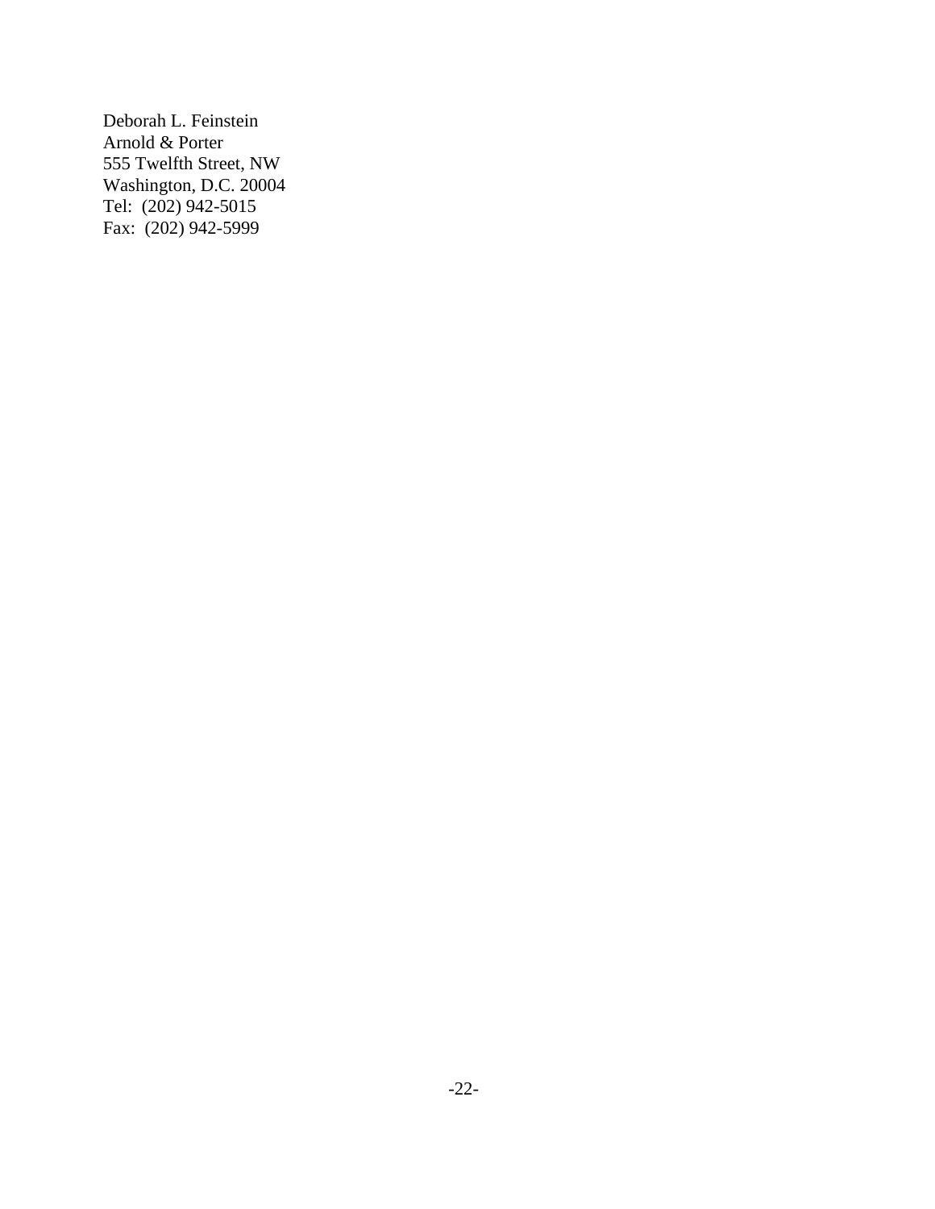Deborah L. Feinstein
Arnold & Porter
555 Twelfth Street, NW
Washington, D.C. 20004
Tel: (202) 942-5015
Fax: (202) 942-5999